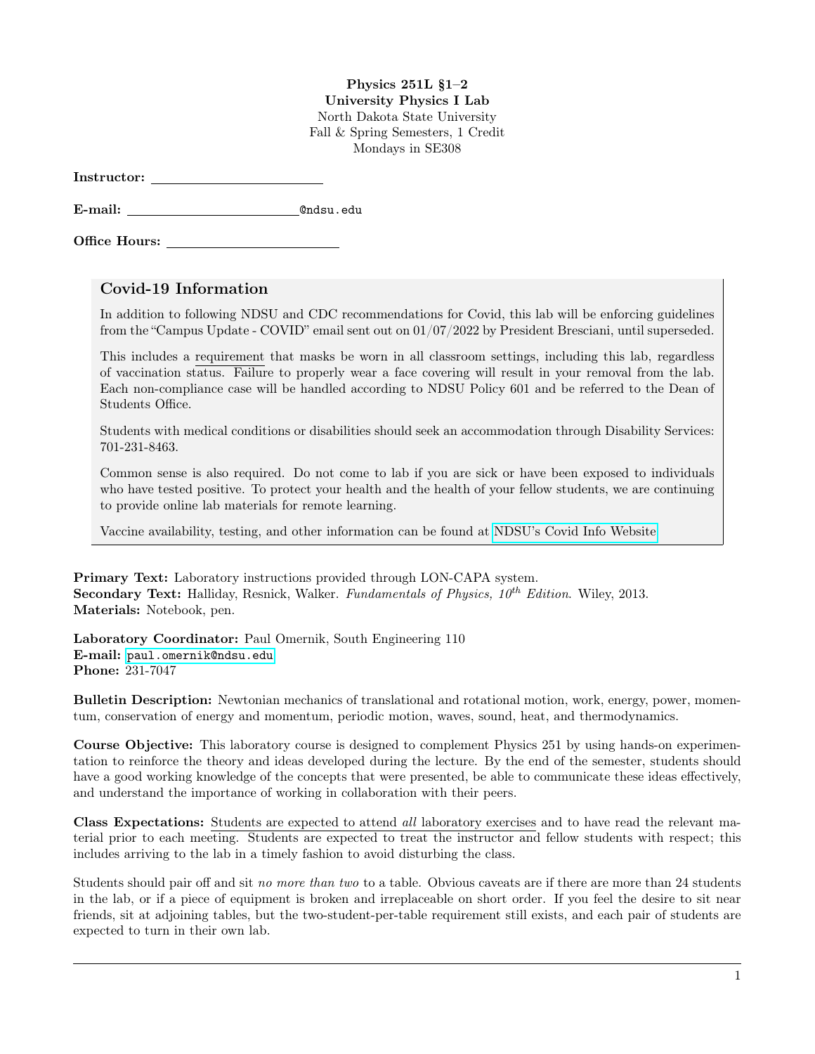**Physics 251L §1–2**
**University Physics I Lab**
North Dakota State University
Fall & Spring Semesters, 1 Credit
Mondays in SE308

**Instructor:** ____________________

**E-mail:** ____________________@ndsu.edu

**Office Hours:** ____________________

## Covid-19 Information

In addition to following NDSU and CDC recommendations for Covid, this lab will be enforcing guidelines from the "Campus Update - COVID" email sent out on 01/07/2022 by President Bresciani, until superseded.

This includes a requirement that masks be worn in all classroom settings, including this lab, regardless of vaccination status. Failure to properly wear a face covering will result in your removal from the lab. Each non-compliance case will be handled according to NDSU Policy 601 and be referred to the Dean of Students Office.

Students with medical conditions or disabilities should seek an accommodation through Disability Services: 701-231-8463.

Common sense is also required. Do not come to lab if you are sick or have been exposed to individuals who have tested positive. To protect your health and the health of your fellow students, we are continuing to provide online lab materials for remote learning.

Vaccine availability, testing, and other information can be found at NDSU's Covid Info Website

**Primary Text:** Laboratory instructions provided through LON-CAPA system.
**Secondary Text:** Halliday, Resnick, Walker. *Fundamentals of Physics, 10th Edition*. Wiley, 2013.
**Materials:** Notebook, pen.

**Laboratory Coordinator:** Paul Omernik, South Engineering 110
**E-mail:** paul.omernik@ndsu.edu
**Phone:** 231-7047

**Bulletin Description:** Newtonian mechanics of translational and rotational motion, work, energy, power, momentum, conservation of energy and momentum, periodic motion, waves, sound, heat, and thermodynamics.

**Course Objective:** This laboratory course is designed to complement Physics 251 by using hands-on experimentation to reinforce the theory and ideas developed during the lecture. By the end of the semester, students should have a good working knowledge of the concepts that were presented, be able to communicate these ideas effectively, and understand the importance of working in collaboration with their peers.

**Class Expectations:** Students are expected to attend *all* laboratory exercises and to have read the relevant material prior to each meeting. Students are expected to treat the instructor and fellow students with respect; this includes arriving to the lab in a timely fashion to avoid disturbing the class.

Students should pair off and sit *no more than two* to a table. Obvious caveats are if there are more than 24 students in the lab, or if a piece of equipment is broken and irreplaceable on short order. If you feel the desire to sit near friends, sit at adjoining tables, but the two-student-per-table requirement still exists, and each pair of students are expected to turn in their own lab.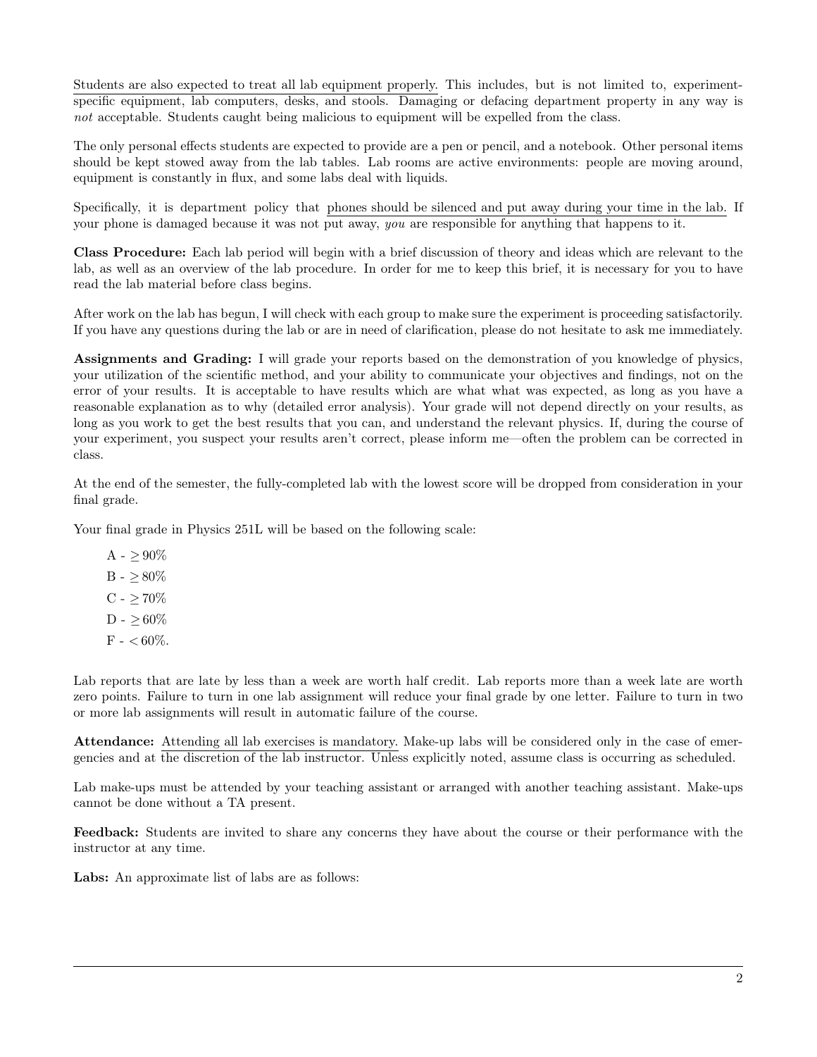Students are also expected to treat all lab equipment properly. This includes, but is not limited to, experiment-specific equipment, lab computers, desks, and stools. Damaging or defacing department property in any way is *not* acceptable. Students caught being malicious to equipment will be expelled from the class.

The only personal effects students are expected to provide are a pen or pencil, and a notebook. Other personal items should be kept stowed away from the lab tables. Lab rooms are active environments: people are moving around, equipment is constantly in flux, and some labs deal with liquids.

Specifically, it is department policy that phones should be silenced and put away during your time in the lab. If your phone is damaged because it was not put away, *you* are responsible for anything that happens to it.

**Class Procedure:** Each lab period will begin with a brief discussion of theory and ideas which are relevant to the lab, as well as an overview of the lab procedure. In order for me to keep this brief, it is necessary for you to have read the lab material before class begins.

After work on the lab has begun, I will check with each group to make sure the experiment is proceeding satisfactorily. If you have any questions during the lab or are in need of clarification, please do not hesitate to ask me immediately.

**Assignments and Grading:** I will grade your reports based on the demonstration of you knowledge of physics, your utilization of the scientific method, and your ability to communicate your objectives and findings, not on the error of your results. It is acceptable to have results which are what what was expected, as long as you have a reasonable explanation as to why (detailed error analysis). Your grade will not depend directly on your results, as long as you work to get the best results that you can, and understand the relevant physics. If, during the course of your experiment, you suspect your results aren't correct, please inform me—often the problem can be corrected in class.

At the end of the semester, the fully-completed lab with the lowest score will be dropped from consideration in your final grade.

Your final grade in Physics 251L will be based on the following scale:

A - $\geq 90\%$

B - $\geq 80\%$

C - $\geq 70\%$

D - $\geq 60\%$

F - $< 60\%$.

Lab reports that are late by less than a week are worth half credit. Lab reports more than a week late are worth zero points. Failure to turn in one lab assignment will reduce your final grade by one letter. Failure to turn in two or more lab assignments will result in automatic failure of the course.

**Attendance:** Attending all lab exercises is mandatory. Make-up labs will be considered only in the case of emergencies and at the discretion of the lab instructor. Unless explicitly noted, assume class is occurring as scheduled.

Lab make-ups must be attended by your teaching assistant or arranged with another teaching assistant. Make-ups cannot be done without a TA present.

**Feedback:** Students are invited to share any concerns they have about the course or their performance with the instructor at any time.

**Labs:** An approximate list of labs are as follows: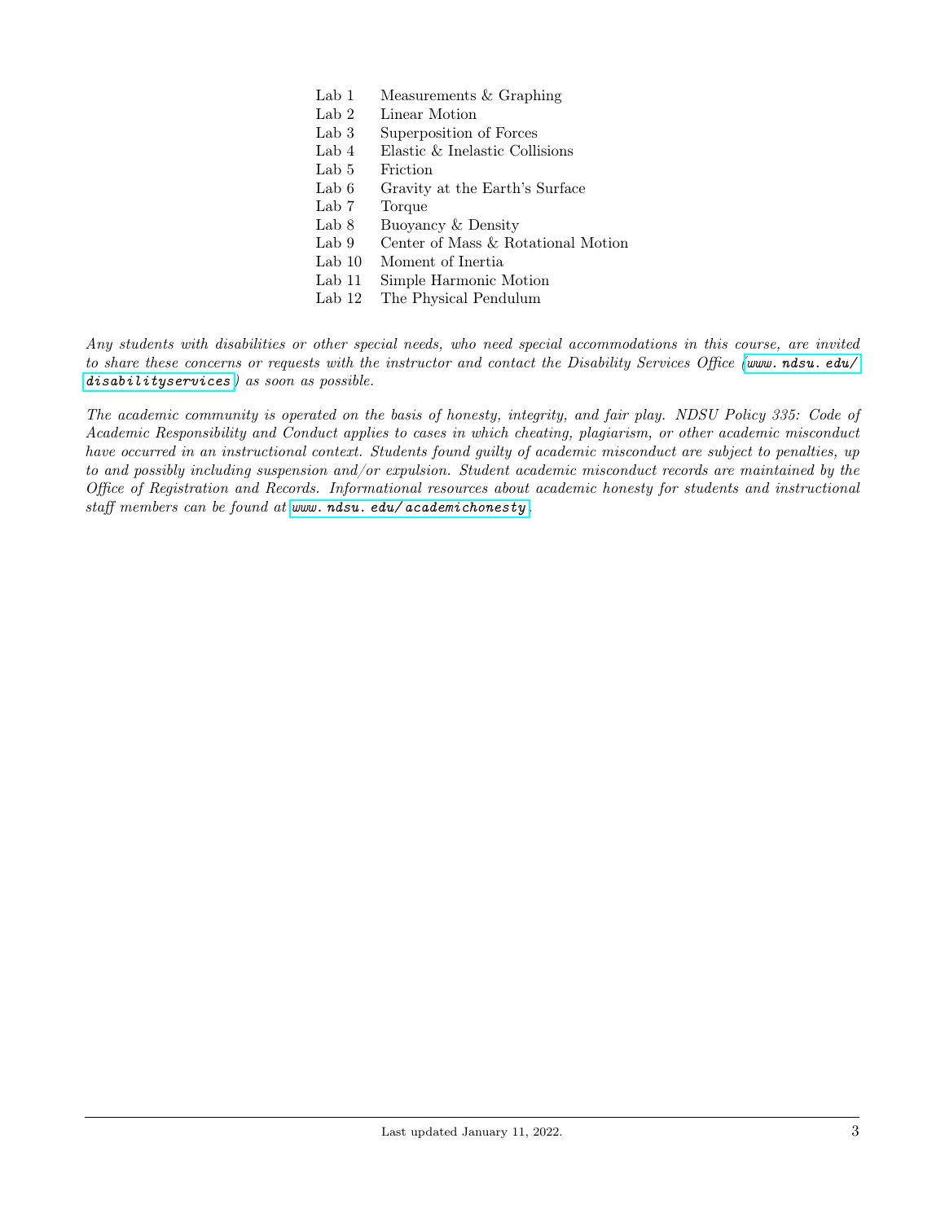| | |
|---|---|
| Lab 1 | Measurements & Graphing |
| Lab 2 | Linear Motion |
| Lab 3 | Superposition of Forces |
| Lab 4 | Elastic & Inelastic Collisions |
| Lab 5 | Friction |
| Lab 6 | Gravity at the Earth's Surface |
| Lab 7 | Torque |
| Lab 8 | Buoyancy & Density |
| Lab 9 | Center of Mass & Rotational Motion |
| Lab 10 | Moment of Inertia |
| Lab 11 | Simple Harmonic Motion |
| Lab 12 | The Physical Pendulum |

*Any students with disabilities or other special needs, who need special accommodations in this course, are invited to share these concerns or requests with the instructor and contact the Disability Services Office (www.ndsu.edu/disabilityservices) as soon as possible.*

*The academic community is operated on the basis of honesty, integrity, and fair play. NDSU Policy 335: Code of Academic Responsibility and Conduct applies to cases in which cheating, plagiarism, or other academic misconduct have occurred in an instructional context. Students found guilty of academic misconduct are subject to penalties, up to and possibly including suspension and/or expulsion. Student academic misconduct records are maintained by the Office of Registration and Records. Informational resources about academic honesty for students and instructional staff members can be found at www.ndsu.edu/academichonesty.*

Last updated January 11, 2022.